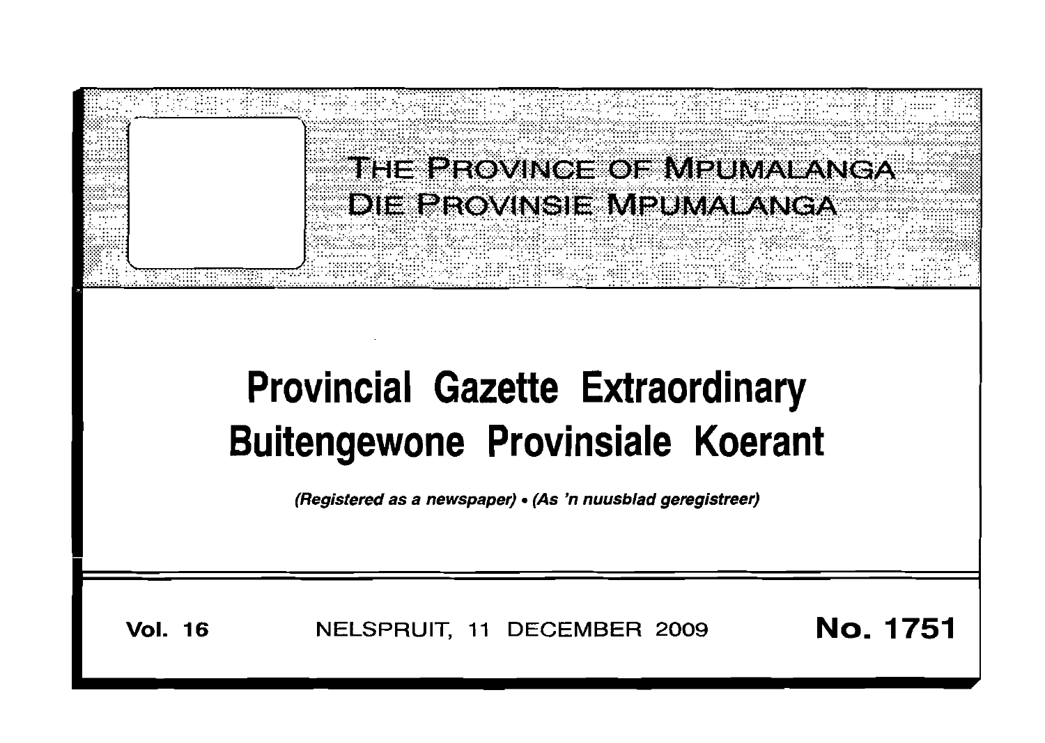THE PROVINCE OF MPUMALANGA
DIE PROVINSIE MPUMALANGA

# Provincial Gazette Extraordinary
# Buitengewone Provinsiale Koerant

*(Registered as a newspaper) • (As 'n nuusblad geregistreer)*

**Vol. 16** NELSPRUIT, 11 DECEMBER 2009 **No. 1751**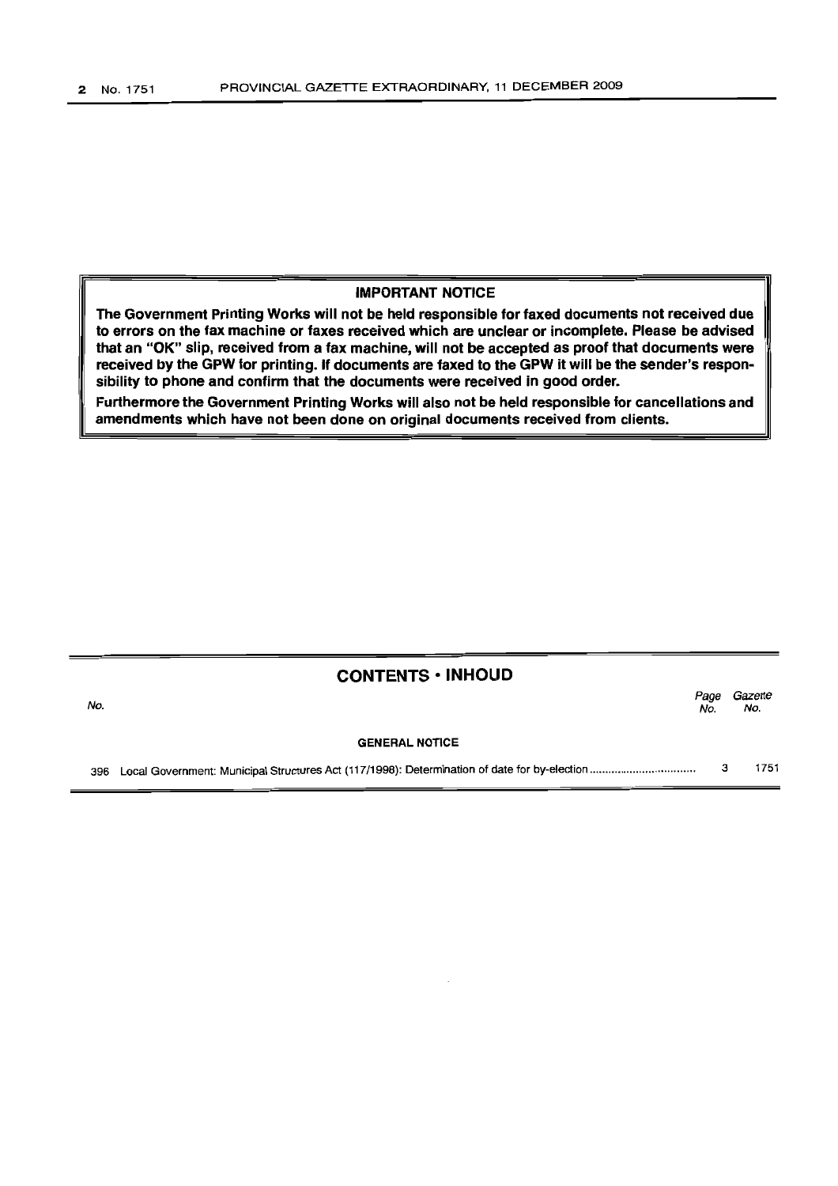**IMPORTANT NOTICE**

**The Government Printing Works will not be held responsible for faxed documents not received due to errors on the fax machine or faxes received which are unclear or incomplete. Please be advised that an "OK" slip, received from a fax machine, will not be accepted as proof that documents were received by the GPW for printing. If documents are faxed to the GPW it will be the sender's responsibility to phone and confirm that the documents were received in good order.**

**Furthermore the Government Printing Works will also not be held responsible for cancellations and amendments which have not been done on original documents received from clients.**

## CONTENTS • INHOUD

| *No.* | | *Page No.* | *Gazette No.* |
|---|---|---|---|
| | **GENERAL NOTICE** | | |
| 396 | Local Government: Municipal Structures Act (117/1998): Determination of date for by-election | 3 | 1751 |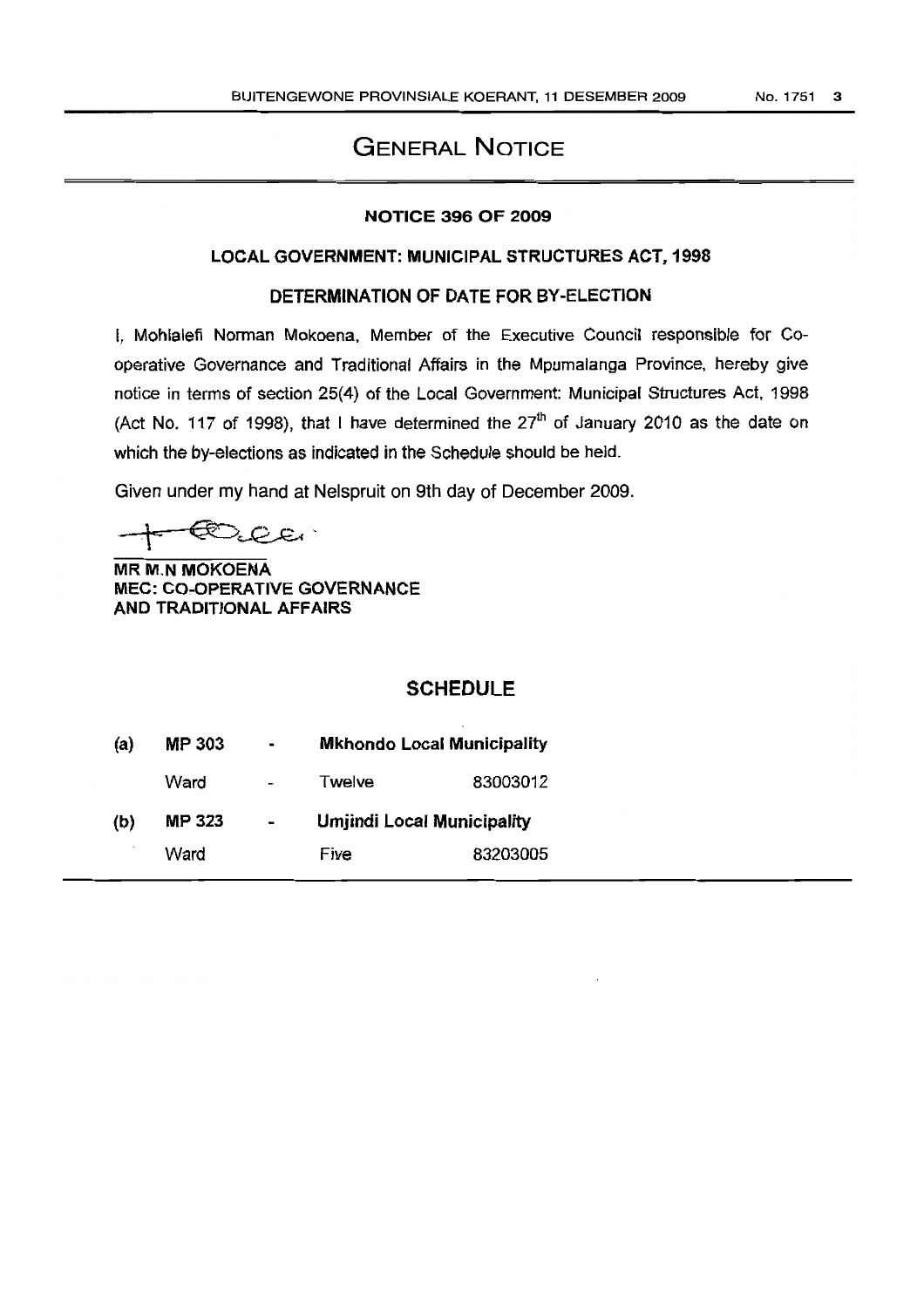# GENERAL NOTICE

## NOTICE 396 OF 2009

### LOCAL GOVERNMENT: MUNICIPAL STRUCTURES ACT, 1998

### DETERMINATION OF DATE FOR BY-ELECTION

I, Mohlalefi Norman Mokoena, Member of the Executive Council responsible for Co-operative Governance and Traditional Affairs in the Mpumalanga Province, hereby give notice in terms of section 25(4) of the Local Government: Municipal Structures Act, 1998 (Act No. 117 of 1998), that I have determined the 27th of January 2010 as the date on which the by-elections as indicated in the Schedule should be held.

Given under my hand at Nelspruit on 9th day of December 2009.

**MR M.N MOKOENA**
**MEC: CO-OPERATIVE GOVERNANCE AND TRADITIONAL AFFAIRS**

## SCHEDULE

| | | | | |
|---|---|---|---|---|
| (a) | **MP 303** | - | **Mkhondo Local Municipality** | |
| | Ward | - | Twelve | 83003012 |
| (b) | **MP 323** | - | **Umjindi Local Municipality** | |
| | Ward | | Five | 83203005 |